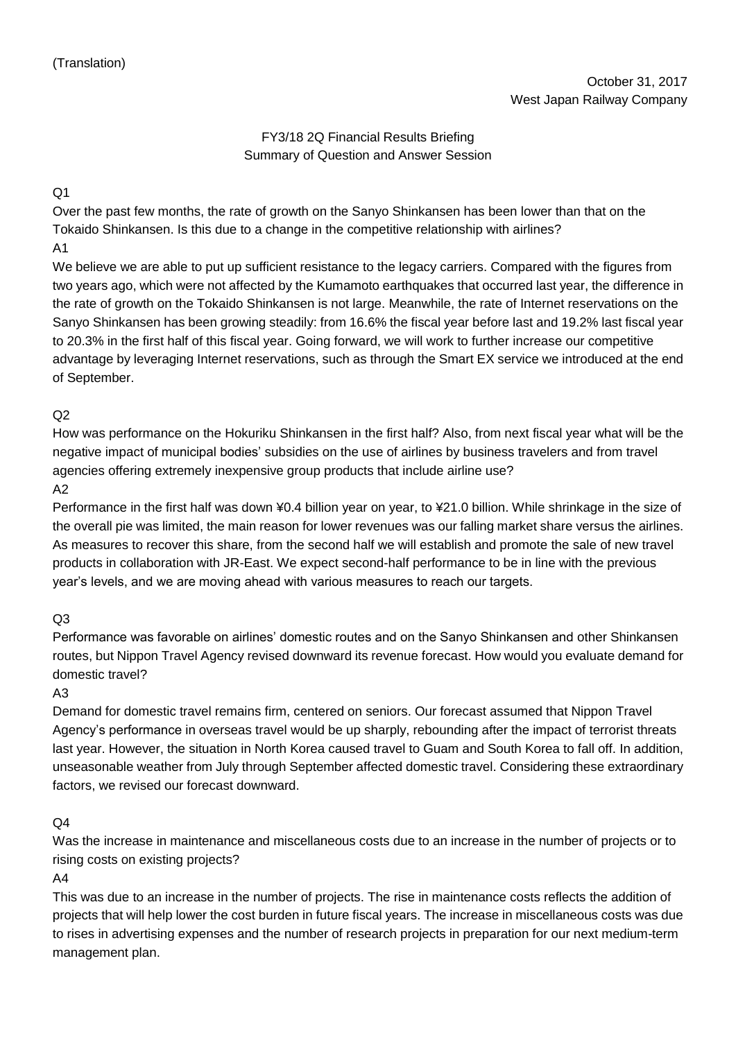(Translation)

October 31, 2017
West Japan Railway Company

FY3/18 2Q Financial Results Briefing
Summary of Question and Answer Session

Q1
Over the past few months, the rate of growth on the Sanyo Shinkansen has been lower than that on the Tokaido Shinkansen. Is this due to a change in the competitive relationship with airlines?
A1
We believe we are able to put up sufficient resistance to the legacy carriers. Compared with the figures from two years ago, which were not affected by the Kumamoto earthquakes that occurred last year, the difference in the rate of growth on the Tokaido Shinkansen is not large. Meanwhile, the rate of Internet reservations on the Sanyo Shinkansen has been growing steadily: from 16.6% the fiscal year before last and 19.2% last fiscal year to 20.3% in the first half of this fiscal year. Going forward, we will work to further increase our competitive advantage by leveraging Internet reservations, such as through the Smart EX service we introduced at the end of September.

Q2
How was performance on the Hokuriku Shinkansen in the first half? Also, from next fiscal year what will be the negative impact of municipal bodies' subsidies on the use of airlines by business travelers and from travel agencies offering extremely inexpensive group products that include airline use?
A2
Performance in the first half was down ¥0.4 billion year on year, to ¥21.0 billion. While shrinkage in the size of the overall pie was limited, the main reason for lower revenues was our falling market share versus the airlines. As measures to recover this share, from the second half we will establish and promote the sale of new travel products in collaboration with JR-East. We expect second-half performance to be in line with the previous year's levels, and we are moving ahead with various measures to reach our targets.

Q3
Performance was favorable on airlines' domestic routes and on the Sanyo Shinkansen and other Shinkansen routes, but Nippon Travel Agency revised downward its revenue forecast. How would you evaluate demand for domestic travel?
A3
Demand for domestic travel remains firm, centered on seniors. Our forecast assumed that Nippon Travel Agency's performance in overseas travel would be up sharply, rebounding after the impact of terrorist threats last year. However, the situation in North Korea caused travel to Guam and South Korea to fall off. In addition, unseasonable weather from July through September affected domestic travel. Considering these extraordinary factors, we revised our forecast downward.

Q4
Was the increase in maintenance and miscellaneous costs due to an increase in the number of projects or to rising costs on existing projects?
A4
This was due to an increase in the number of projects. The rise in maintenance costs reflects the addition of projects that will help lower the cost burden in future fiscal years. The increase in miscellaneous costs was due to rises in advertising expenses and the number of research projects in preparation for our next medium-term management plan.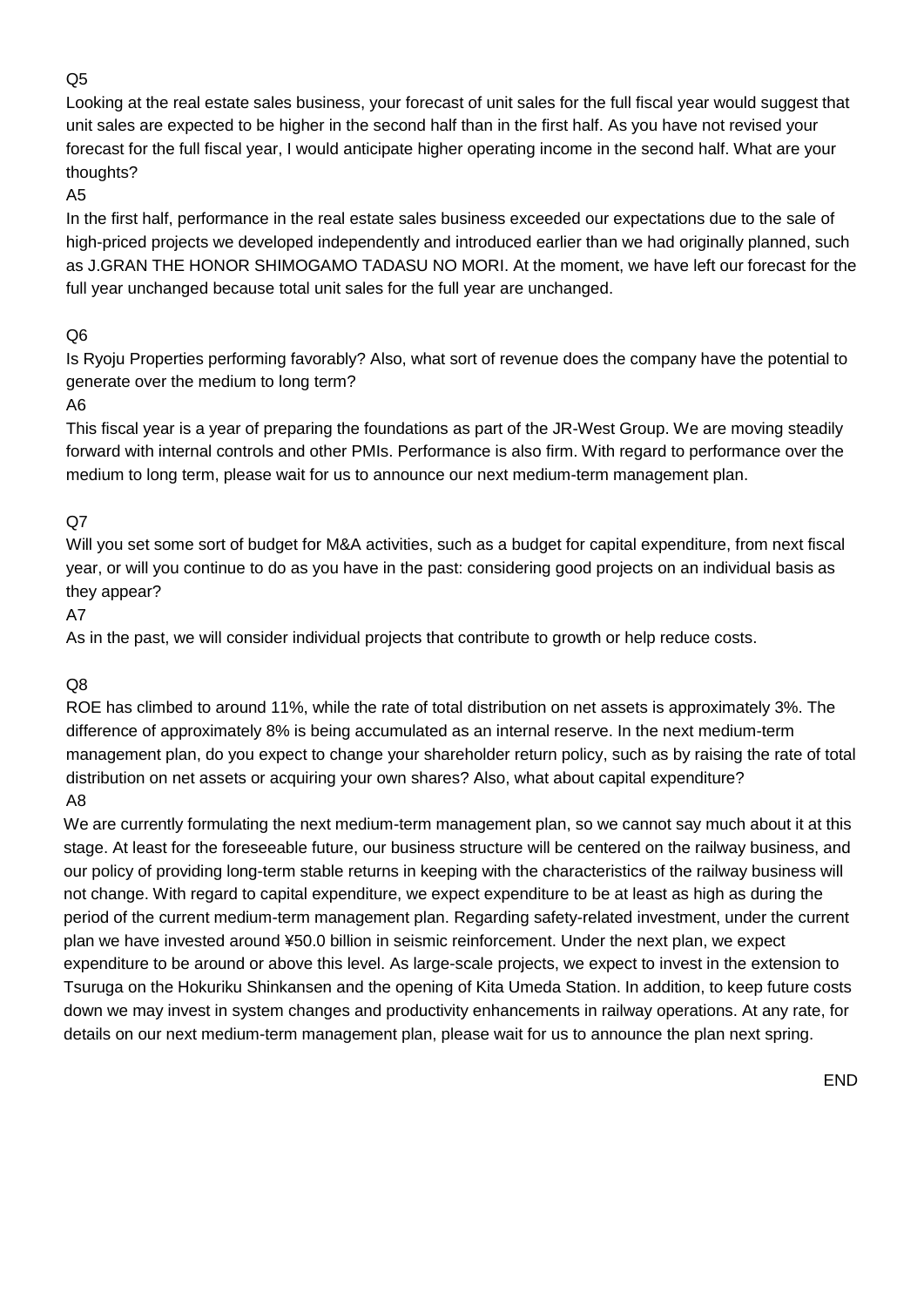Q5

Looking at the real estate sales business, your forecast of unit sales for the full fiscal year would suggest that unit sales are expected to be higher in the second half than in the first half. As you have not revised your forecast for the full fiscal year, I would anticipate higher operating income in the second half. What are your thoughts?

A5

In the first half, performance in the real estate sales business exceeded our expectations due to the sale of high-priced projects we developed independently and introduced earlier than we had originally planned, such as J.GRAN THE HONOR SHIMOGAMO TADASU NO MORI. At the moment, we have left our forecast for the full year unchanged because total unit sales for the full year are unchanged.

Q6

Is Ryoju Properties performing favorably? Also, what sort of revenue does the company have the potential to generate over the medium to long term?

A6

This fiscal year is a year of preparing the foundations as part of the JR-West Group. We are moving steadily forward with internal controls and other PMIs. Performance is also firm. With regard to performance over the medium to long term, please wait for us to announce our next medium-term management plan.

Q7

Will you set some sort of budget for M&A activities, such as a budget for capital expenditure, from next fiscal year, or will you continue to do as you have in the past: considering good projects on an individual basis as they appear?

A7

As in the past, we will consider individual projects that contribute to growth or help reduce costs.

Q8

ROE has climbed to around 11%, while the rate of total distribution on net assets is approximately 3%. The difference of approximately 8% is being accumulated as an internal reserve. In the next medium-term management plan, do you expect to change your shareholder return policy, such as by raising the rate of total distribution on net assets or acquiring your own shares? Also, what about capital expenditure?

A8

We are currently formulating the next medium-term management plan, so we cannot say much about it at this stage. At least for the foreseeable future, our business structure will be centered on the railway business, and our policy of providing long-term stable returns in keeping with the characteristics of the railway business will not change. With regard to capital expenditure, we expect expenditure to be at least as high as during the period of the current medium-term management plan. Regarding safety-related investment, under the current plan we have invested around ¥50.0 billion in seismic reinforcement. Under the next plan, we expect expenditure to be around or above this level. As large-scale projects, we expect to invest in the extension to Tsuruga on the Hokuriku Shinkansen and the opening of Kita Umeda Station. In addition, to keep future costs down we may invest in system changes and productivity enhancements in railway operations. At any rate, for details on our next medium-term management plan, please wait for us to announce the plan next spring.

END